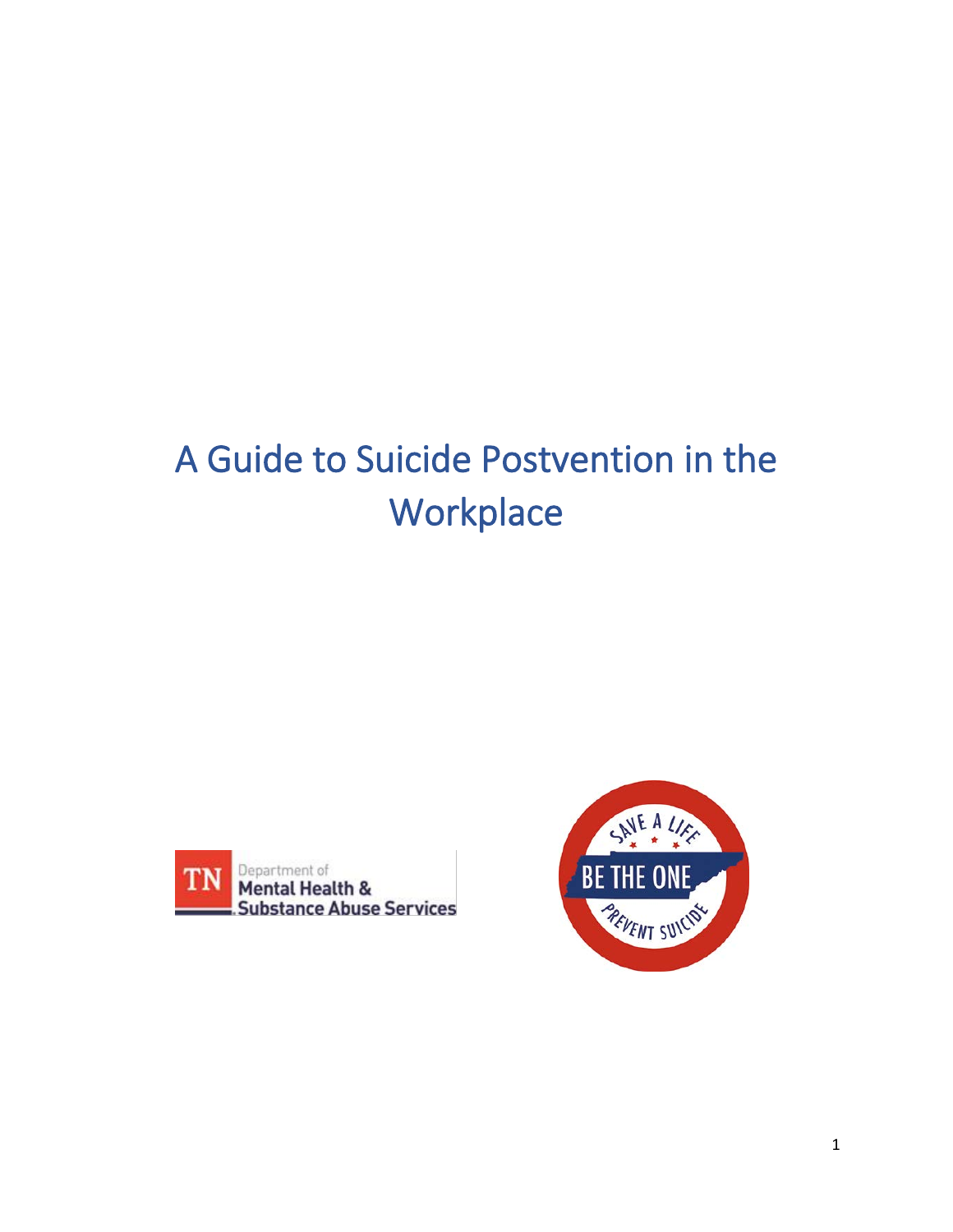# A Guide to Suicide Postvention in the Workplace

TN Department of Mental Health & Substance Abuse Services

SAVE A LIFE
BE THE ONE
PREVENT SUICIDE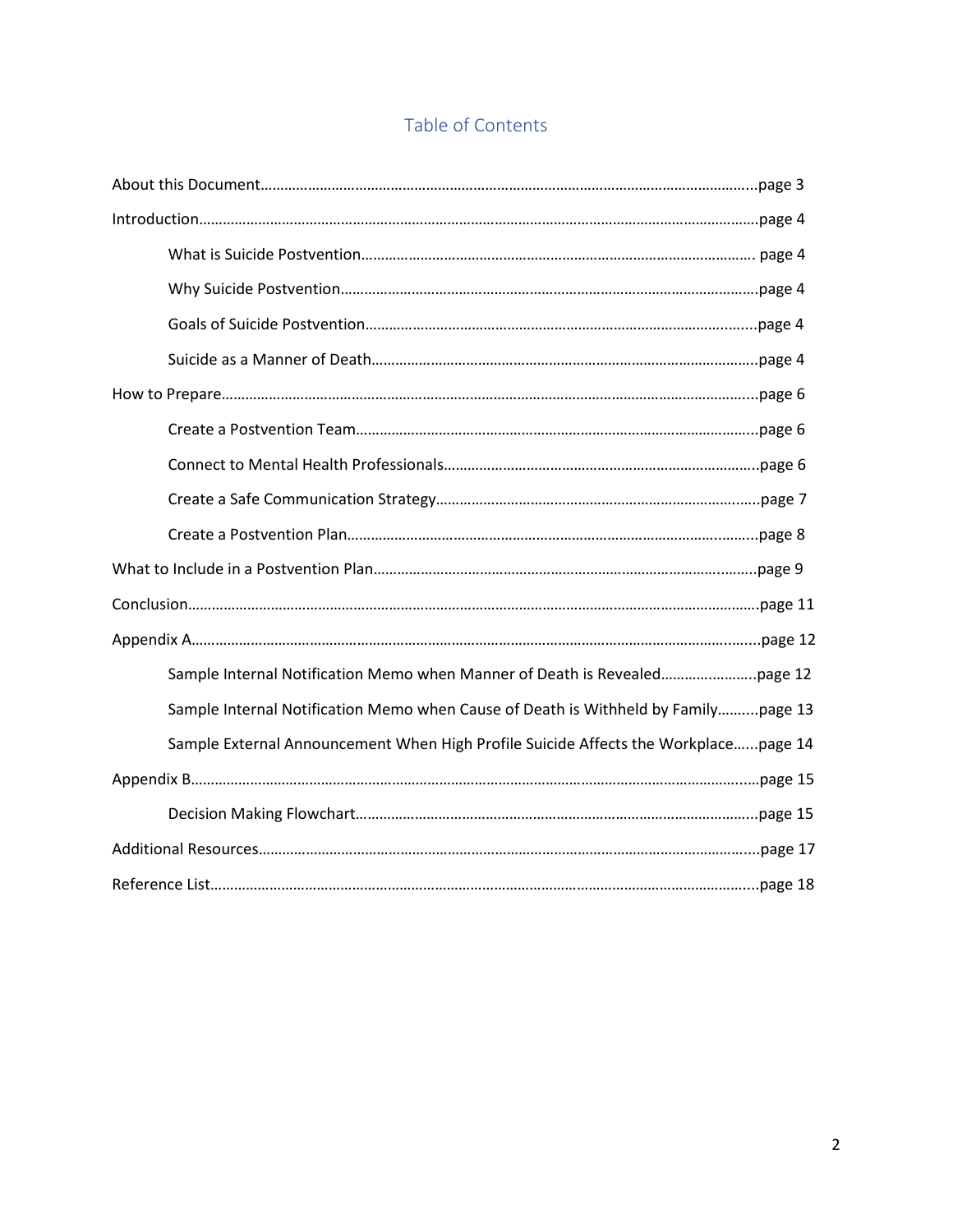## Table of Contents

About this Document…………………………………………………………………………………………………………...page 3

Introduction……………………………………………………………………………………………………………………….page 4

- What is Suicide Postvention………………………………………………………………………………………. page 4
- Why Suicide Postvention…………………………………………………………………………………………….page 4
- Goals of Suicide Postvention……………………………………………………………………………………....page 4
- Suicide as a Manner of Death……………………………………………………………………………………….page 4

How to Prepare……………………………………………………………………………………………………………….....page 6

- Create a Postvention Team…………………………………………………………………………………………..page 6
- Connect to Mental Health Professionals……………………………………………………………………...page 6
- Create a Safe Communication Strategy………………………………………………………………………...page 7
- Create a Postvention Plan…………………………………………………………………………………………....page 8

What to Include in a Postvention Plan……………………………………………………………………………..…….page 9

Conclusion…………………………………………………………………………………………………………………………..page 11

Appendix A………………………………………………………………………………………………………………………....page 12

- Sample Internal Notification Memo when Manner of Death is Revealed……………..……..page 12
- Sample Internal Notification Memo when Cause of Death is Withheld by Family……….page 13
- Sample External Announcement When High Profile Suicide Affects the Workplace…...page 14

Appendix B……………………………………………………………………………………………………………………..…page 15

- Decision Making Flowchart………………………………………………………………………………………...page 15

Additional Resources………………………………………………………………………………………………………...page 17

Reference List……………………………………………………………………………………………………………………..page 18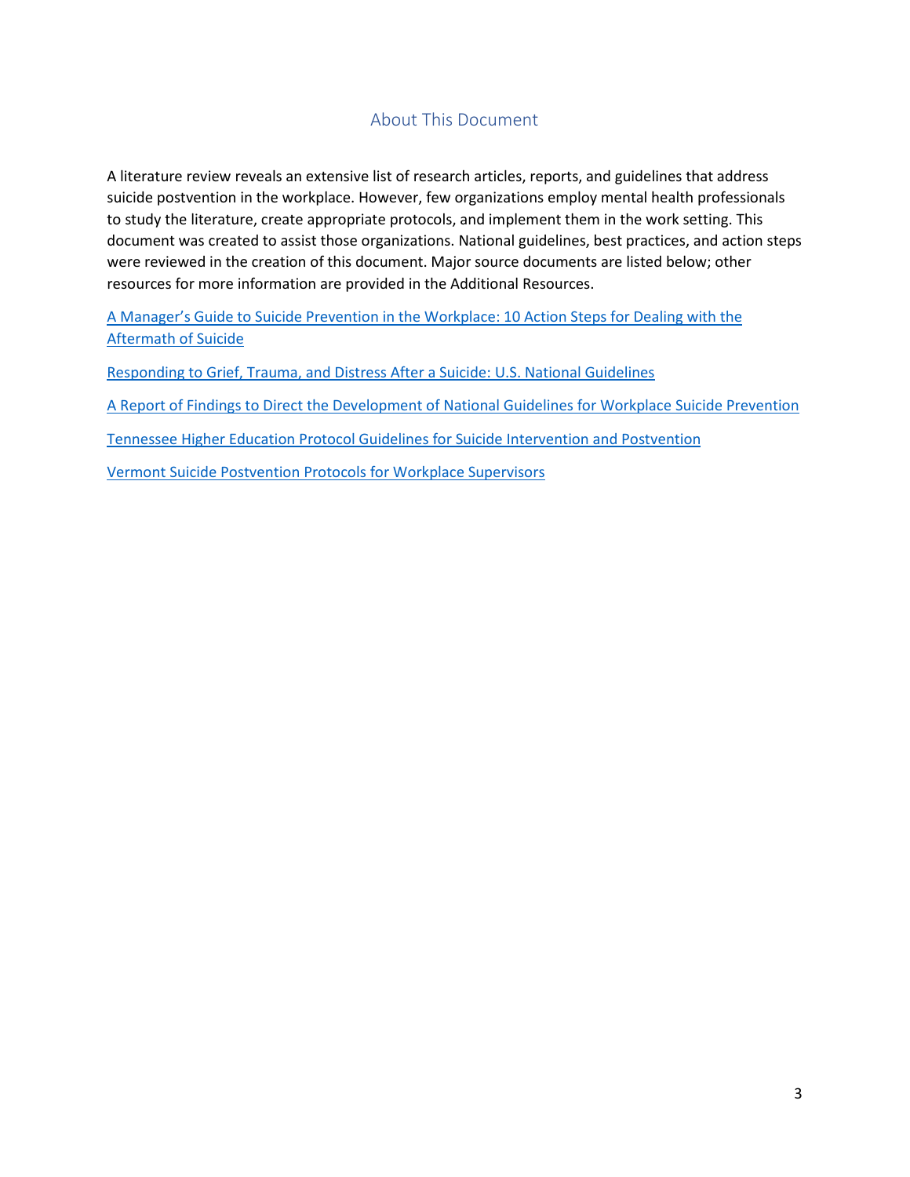## About This Document

A literature review reveals an extensive list of research articles, reports, and guidelines that address suicide postvention in the workplace. However, few organizations employ mental health professionals to study the literature, create appropriate protocols, and implement them in the work setting. This document was created to assist those organizations. National guidelines, best practices, and action steps were reviewed in the creation of this document. Major source documents are listed below; other resources for more information are provided in the Additional Resources.

A Manager's Guide to Suicide Prevention in the Workplace: 10 Action Steps for Dealing with the Aftermath of Suicide

Responding to Grief, Trauma, and Distress After a Suicide: U.S. National Guidelines

A Report of Findings to Direct the Development of National Guidelines for Workplace Suicide Prevention

Tennessee Higher Education Protocol Guidelines for Suicide Intervention and Postvention

Vermont Suicide Postvention Protocols for Workplace Supervisors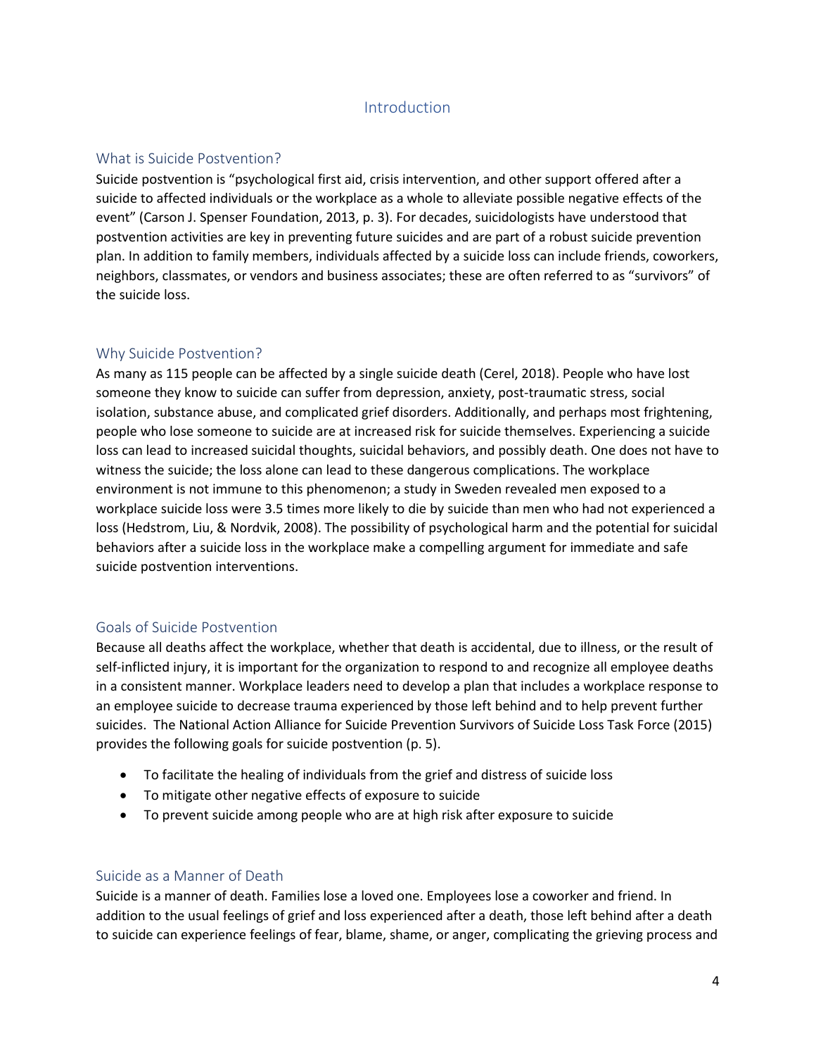# Introduction

## What is Suicide Postvention?

Suicide postvention is “psychological first aid, crisis intervention, and other support offered after a suicide to affected individuals or the workplace as a whole to alleviate possible negative effects of the event” (Carson J. Spenser Foundation, 2013, p. 3). For decades, suicidologists have understood that postvention activities are key in preventing future suicides and are part of a robust suicide prevention plan. In addition to family members, individuals affected by a suicide loss can include friends, coworkers, neighbors, classmates, or vendors and business associates; these are often referred to as “survivors” of the suicide loss.

## Why Suicide Postvention?

As many as 115 people can be affected by a single suicide death (Cerel, 2018). People who have lost someone they know to suicide can suffer from depression, anxiety, post-traumatic stress, social isolation, substance abuse, and complicated grief disorders. Additionally, and perhaps most frightening, people who lose someone to suicide are at increased risk for suicide themselves. Experiencing a suicide loss can lead to increased suicidal thoughts, suicidal behaviors, and possibly death. One does not have to witness the suicide; the loss alone can lead to these dangerous complications. The workplace environment is not immune to this phenomenon; a study in Sweden revealed men exposed to a workplace suicide loss were 3.5 times more likely to die by suicide than men who had not experienced a loss (Hedstrom, Liu, & Nordvik, 2008). The possibility of psychological harm and the potential for suicidal behaviors after a suicide loss in the workplace make a compelling argument for immediate and safe suicide postvention interventions.

## Goals of Suicide Postvention

Because all deaths affect the workplace, whether that death is accidental, due to illness, or the result of self-inflicted injury, it is important for the organization to respond to and recognize all employee deaths in a consistent manner. Workplace leaders need to develop a plan that includes a workplace response to an employee suicide to decrease trauma experienced by those left behind and to help prevent further suicides. The National Action Alliance for Suicide Prevention Survivors of Suicide Loss Task Force (2015) provides the following goals for suicide postvention (p. 5).

- To facilitate the healing of individuals from the grief and distress of suicide loss
- To mitigate other negative effects of exposure to suicide
- To prevent suicide among people who are at high risk after exposure to suicide

## Suicide as a Manner of Death

Suicide is a manner of death. Families lose a loved one. Employees lose a coworker and friend. In addition to the usual feelings of grief and loss experienced after a death, those left behind after a death to suicide can experience feelings of fear, blame, shame, or anger, complicating the grieving process and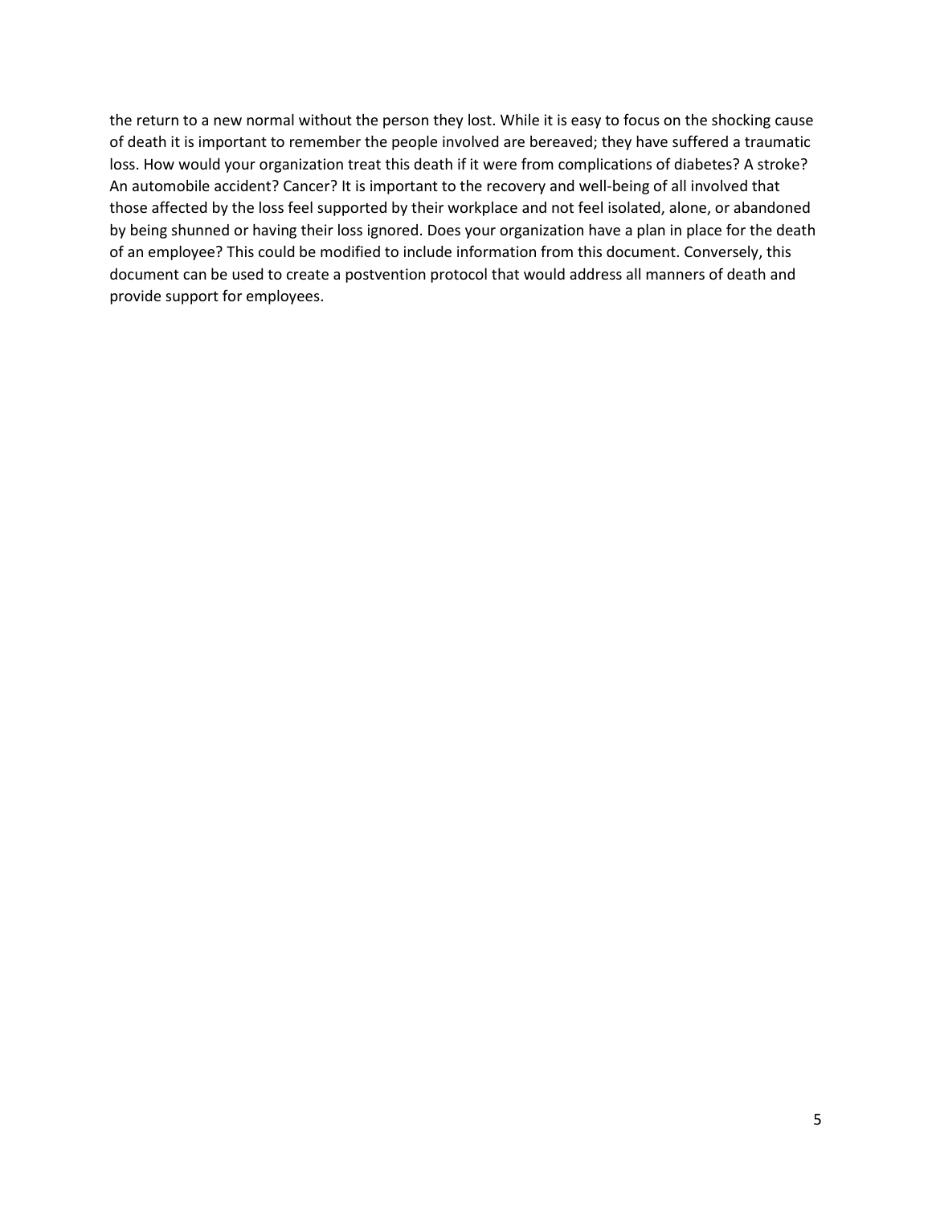the return to a new normal without the person they lost. While it is easy to focus on the shocking cause of death it is important to remember the people involved are bereaved; they have suffered a traumatic loss. How would your organization treat this death if it were from complications of diabetes? A stroke? An automobile accident? Cancer? It is important to the recovery and well-being of all involved that those affected by the loss feel supported by their workplace and not feel isolated, alone, or abandoned by being shunned or having their loss ignored. Does your organization have a plan in place for the death of an employee? This could be modified to include information from this document. Conversely, this document can be used to create a postvention protocol that would address all manners of death and provide support for employees.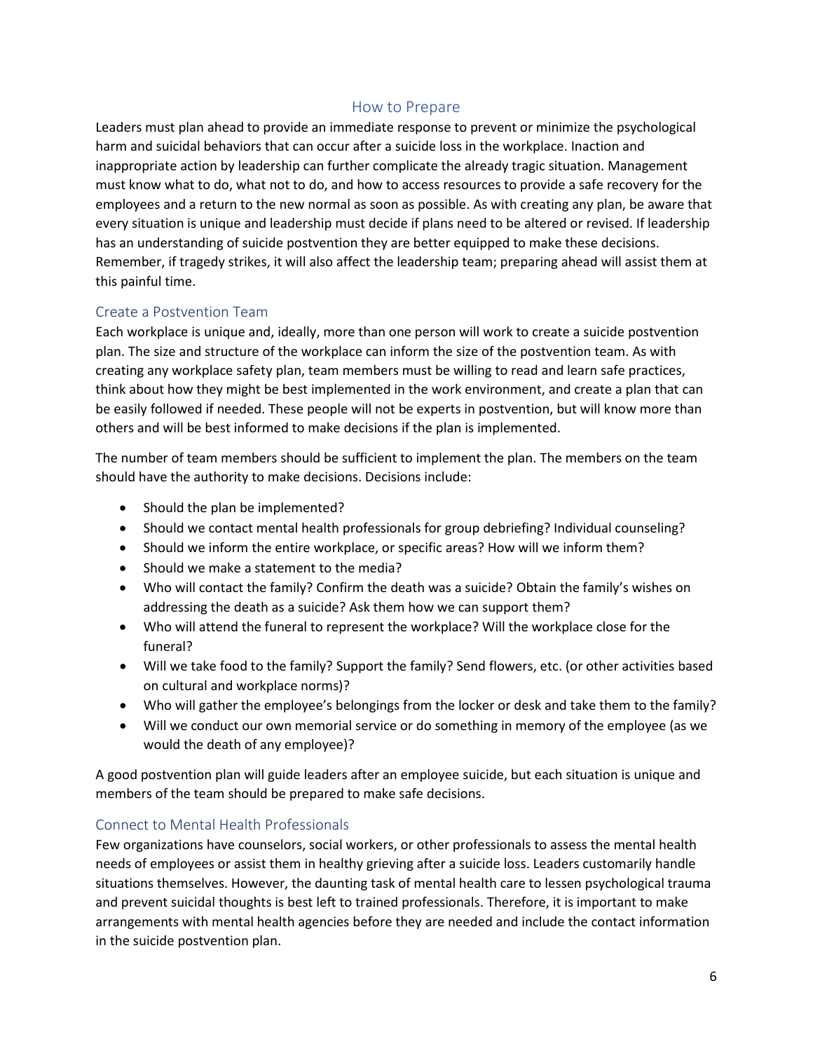## How to Prepare

Leaders must plan ahead to provide an immediate response to prevent or minimize the psychological harm and suicidal behaviors that can occur after a suicide loss in the workplace. Inaction and inappropriate action by leadership can further complicate the already tragic situation. Management must know what to do, what not to do, and how to access resources to provide a safe recovery for the employees and a return to the new normal as soon as possible. As with creating any plan, be aware that every situation is unique and leadership must decide if plans need to be altered or revised. If leadership has an understanding of suicide postvention they are better equipped to make these decisions. Remember, if tragedy strikes, it will also affect the leadership team; preparing ahead will assist them at this painful time.

### Create a Postvention Team

Each workplace is unique and, ideally, more than one person will work to create a suicide postvention plan. The size and structure of the workplace can inform the size of the postvention team. As with creating any workplace safety plan, team members must be willing to read and learn safe practices, think about how they might be best implemented in the work environment, and create a plan that can be easily followed if needed. These people will not be experts in postvention, but will know more than others and will be best informed to make decisions if the plan is implemented.

The number of team members should be sufficient to implement the plan. The members on the team should have the authority to make decisions. Decisions include:

- Should the plan be implemented?
- Should we contact mental health professionals for group debriefing? Individual counseling?
- Should we inform the entire workplace, or specific areas? How will we inform them?
- Should we make a statement to the media?
- Who will contact the family? Confirm the death was a suicide? Obtain the family's wishes on addressing the death as a suicide? Ask them how we can support them?
- Who will attend the funeral to represent the workplace? Will the workplace close for the funeral?
- Will we take food to the family? Support the family? Send flowers, etc. (or other activities based on cultural and workplace norms)?
- Who will gather the employee's belongings from the locker or desk and take them to the family?
- Will we conduct our own memorial service or do something in memory of the employee (as we would the death of any employee)?

A good postvention plan will guide leaders after an employee suicide, but each situation is unique and members of the team should be prepared to make safe decisions.

### Connect to Mental Health Professionals

Few organizations have counselors, social workers, or other professionals to assess the mental health needs of employees or assist them in healthy grieving after a suicide loss. Leaders customarily handle situations themselves. However, the daunting task of mental health care to lessen psychological trauma and prevent suicidal thoughts is best left to trained professionals. Therefore, it is important to make arrangements with mental health agencies before they are needed and include the contact information in the suicide postvention plan.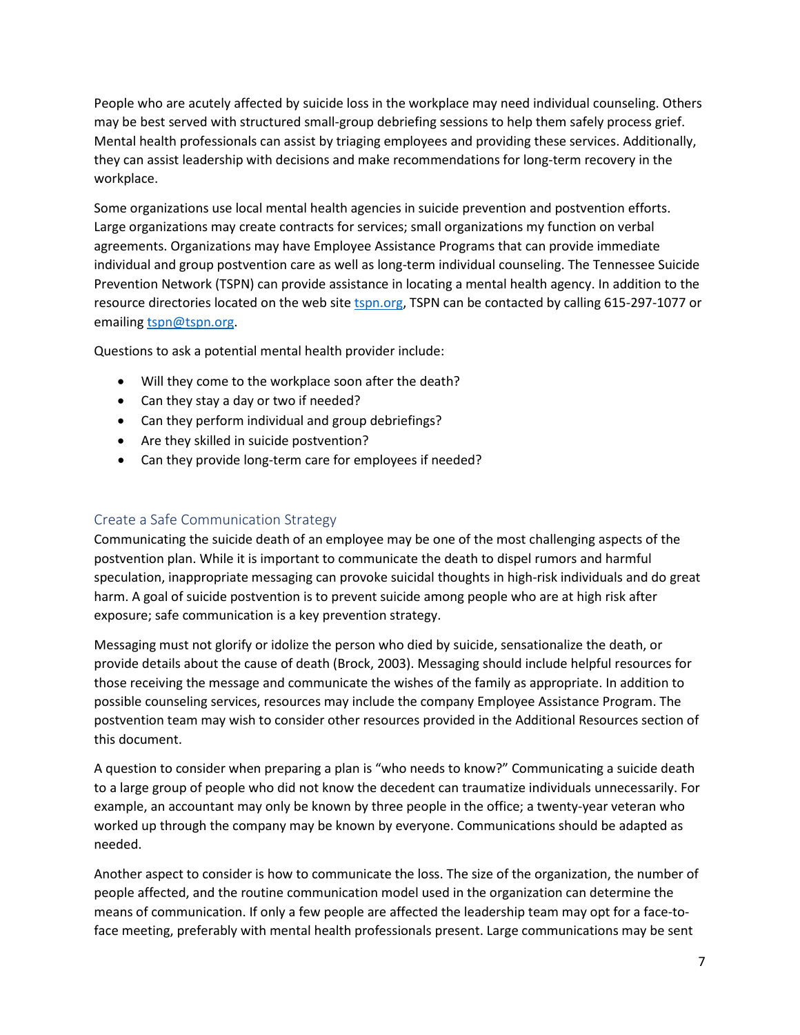People who are acutely affected by suicide loss in the workplace may need individual counseling. Others may be best served with structured small-group debriefing sessions to help them safely process grief. Mental health professionals can assist by triaging employees and providing these services. Additionally, they can assist leadership with decisions and make recommendations for long-term recovery in the workplace.

Some organizations use local mental health agencies in suicide prevention and postvention efforts. Large organizations may create contracts for services; small organizations my function on verbal agreements. Organizations may have Employee Assistance Programs that can provide immediate individual and group postvention care as well as long-term individual counseling. The Tennessee Suicide Prevention Network (TSPN) can provide assistance in locating a mental health agency. In addition to the resource directories located on the web site [tspn.org](tspn.org), TSPN can be contacted by calling 615-297-1077 or emailing [tspn@tspn.org](mailto:tspn@tspn.org).

Questions to ask a potential mental health provider include:

- Will they come to the workplace soon after the death?
- Can they stay a day or two if needed?
- Can they perform individual and group debriefings?
- Are they skilled in suicide postvention?
- Can they provide long-term care for employees if needed?

## Create a Safe Communication Strategy

Communicating the suicide death of an employee may be one of the most challenging aspects of the postvention plan. While it is important to communicate the death to dispel rumors and harmful speculation, inappropriate messaging can provoke suicidal thoughts in high-risk individuals and do great harm. A goal of suicide postvention is to prevent suicide among people who are at high risk after exposure; safe communication is a key prevention strategy.

Messaging must not glorify or idolize the person who died by suicide, sensationalize the death, or provide details about the cause of death (Brock, 2003). Messaging should include helpful resources for those receiving the message and communicate the wishes of the family as appropriate. In addition to possible counseling services, resources may include the company Employee Assistance Program. The postvention team may wish to consider other resources provided in the Additional Resources section of this document.

A question to consider when preparing a plan is "who needs to know?" Communicating a suicide death to a large group of people who did not know the decedent can traumatize individuals unnecessarily. For example, an accountant may only be known by three people in the office; a twenty-year veteran who worked up through the company may be known by everyone. Communications should be adapted as needed.

Another aspect to consider is how to communicate the loss. The size of the organization, the number of people affected, and the routine communication model used in the organization can determine the means of communication. If only a few people are affected the leadership team may opt for a face-to-face meeting, preferably with mental health professionals present. Large communications may be sent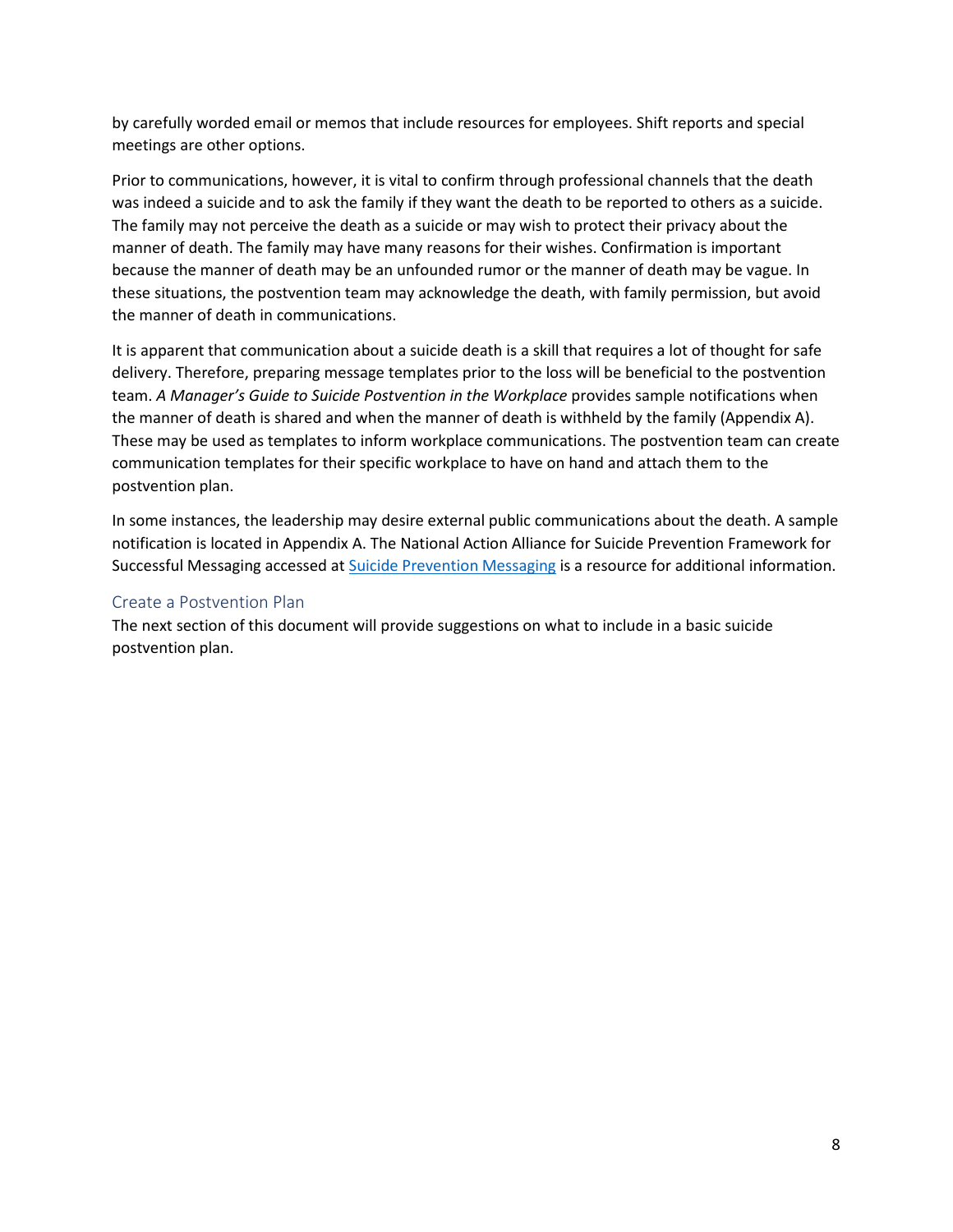by carefully worded email or memos that include resources for employees. Shift reports and special meetings are other options.

Prior to communications, however, it is vital to confirm through professional channels that the death was indeed a suicide and to ask the family if they want the death to be reported to others as a suicide. The family may not perceive the death as a suicide or may wish to protect their privacy about the manner of death. The family may have many reasons for their wishes. Confirmation is important because the manner of death may be an unfounded rumor or the manner of death may be vague. In these situations, the postvention team may acknowledge the death, with family permission, but avoid the manner of death in communications.

It is apparent that communication about a suicide death is a skill that requires a lot of thought for safe delivery. Therefore, preparing message templates prior to the loss will be beneficial to the postvention team. *A Manager's Guide to Suicide Postvention in the Workplace* provides sample notifications when the manner of death is shared and when the manner of death is withheld by the family (Appendix A). These may be used as templates to inform workplace communications. The postvention team can create communication templates for their specific workplace to have on hand and attach them to the postvention plan.

In some instances, the leadership may desire external public communications about the death. A sample notification is located in Appendix A. The National Action Alliance for Suicide Prevention Framework for Successful Messaging accessed at Suicide Prevention Messaging is a resource for additional information.

## Create a Postvention Plan

The next section of this document will provide suggestions on what to include in a basic suicide postvention plan.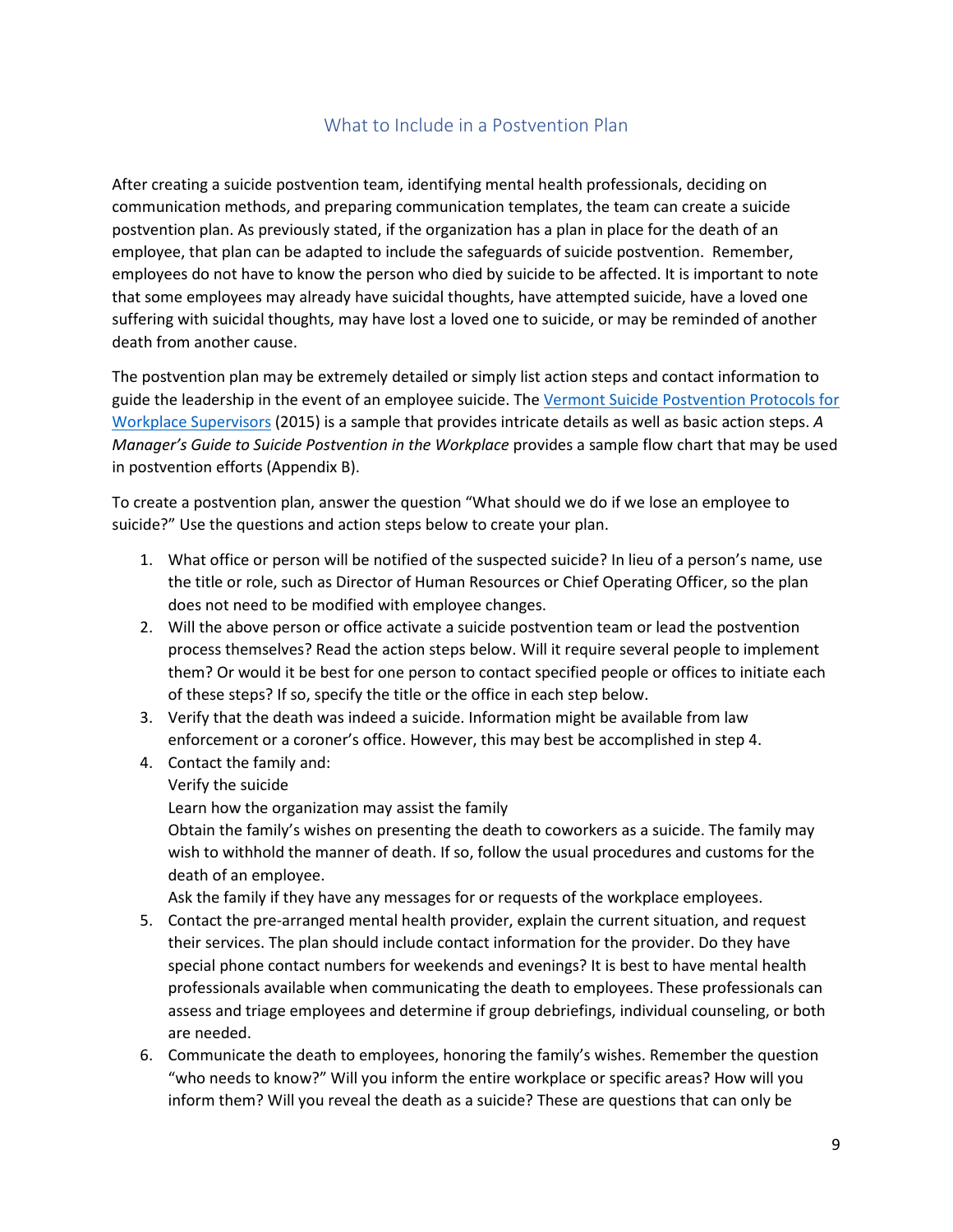## What to Include in a Postvention Plan

After creating a suicide postvention team, identifying mental health professionals, deciding on communication methods, and preparing communication templates, the team can create a suicide postvention plan. As previously stated, if the organization has a plan in place for the death of an employee, that plan can be adapted to include the safeguards of suicide postvention. Remember, employees do not have to know the person who died by suicide to be affected. It is important to note that some employees may already have suicidal thoughts, have attempted suicide, have a loved one suffering with suicidal thoughts, may have lost a loved one to suicide, or may be reminded of another death from another cause.

The postvention plan may be extremely detailed or simply list action steps and contact information to guide the leadership in the event of an employee suicide. The [Vermont Suicide Postvention Protocols for Workplace Supervisors](#) (2015) is a sample that provides intricate details as well as basic action steps. *A Manager's Guide to Suicide Postvention in the Workplace* provides a sample flow chart that may be used in postvention efforts (Appendix B).

To create a postvention plan, answer the question "What should we do if we lose an employee to suicide?" Use the questions and action steps below to create your plan.

1. What office or person will be notified of the suspected suicide? In lieu of a person's name, use the title or role, such as Director of Human Resources or Chief Operating Officer, so the plan does not need to be modified with employee changes.
2. Will the above person or office activate a suicide postvention team or lead the postvention process themselves? Read the action steps below. Will it require several people to implement them? Or would it be best for one person to contact specified people or offices to initiate each of these steps? If so, specify the title or the office in each step below.
3. Verify that the death was indeed a suicide. Information might be available from law enforcement or a coroner's office. However, this may best be accomplished in step 4.
4. Contact the family and:
   Verify the suicide
   Learn how the organization may assist the family
   Obtain the family's wishes on presenting the death to coworkers as a suicide. The family may wish to withhold the manner of death. If so, follow the usual procedures and customs for the death of an employee.
   Ask the family if they have any messages for or requests of the workplace employees.
5. Contact the pre-arranged mental health provider, explain the current situation, and request their services. The plan should include contact information for the provider. Do they have special phone contact numbers for weekends and evenings? It is best to have mental health professionals available when communicating the death to employees. These professionals can assess and triage employees and determine if group debriefings, individual counseling, or both are needed.
6. Communicate the death to employees, honoring the family's wishes. Remember the question "who needs to know?" Will you inform the entire workplace or specific areas? How will you inform them? Will you reveal the death as a suicide? These are questions that can only be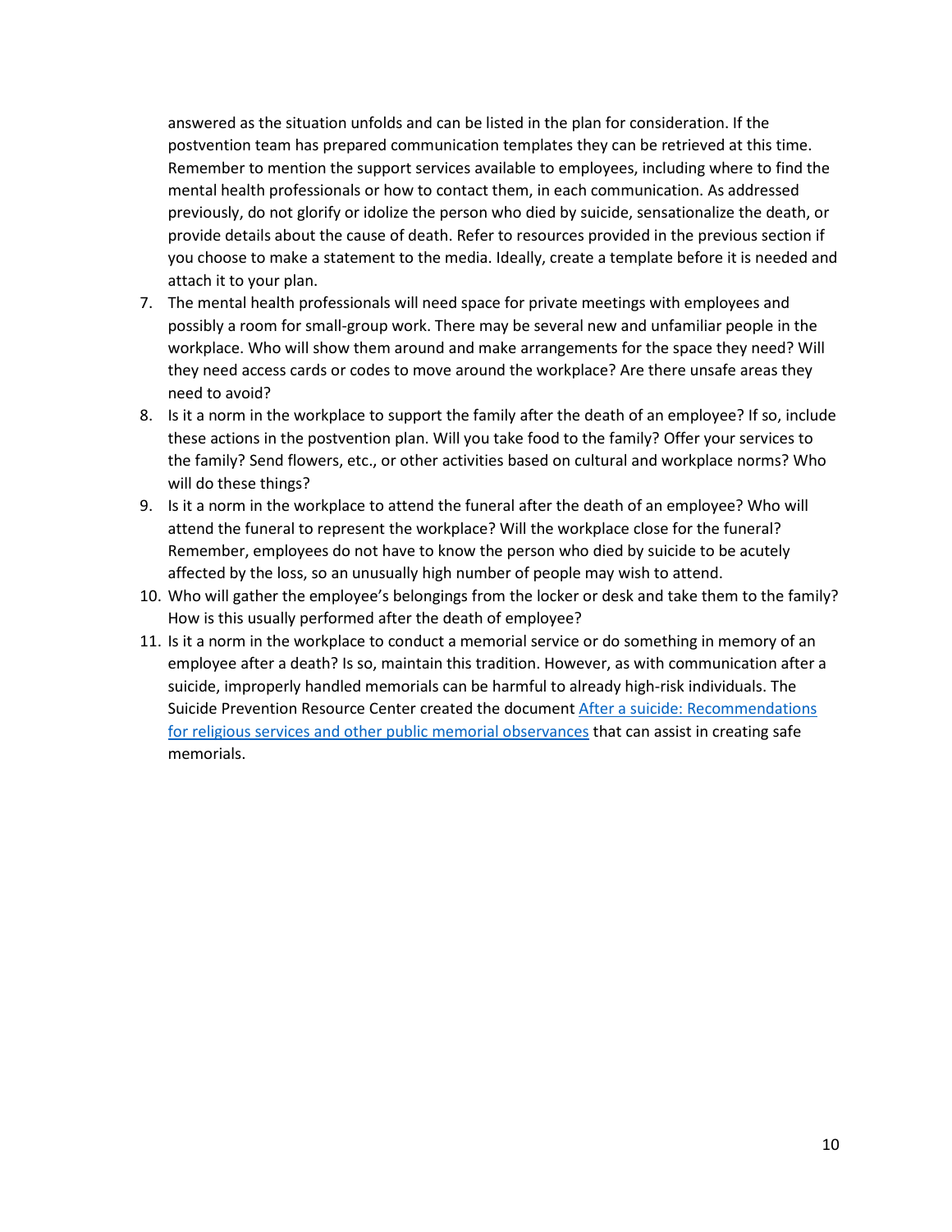answered as the situation unfolds and can be listed in the plan for consideration. If the postvention team has prepared communication templates they can be retrieved at this time. Remember to mention the support services available to employees, including where to find the mental health professionals or how to contact them, in each communication. As addressed previously, do not glorify or idolize the person who died by suicide, sensationalize the death, or provide details about the cause of death. Refer to resources provided in the previous section if you choose to make a statement to the media. Ideally, create a template before it is needed and attach it to your plan.

7. The mental health professionals will need space for private meetings with employees and possibly a room for small-group work. There may be several new and unfamiliar people in the workplace. Who will show them around and make arrangements for the space they need? Will they need access cards or codes to move around the workplace? Are there unsafe areas they need to avoid?
8. Is it a norm in the workplace to support the family after the death of an employee? If so, include these actions in the postvention plan. Will you take food to the family? Offer your services to the family? Send flowers, etc., or other activities based on cultural and workplace norms? Who will do these things?
9. Is it a norm in the workplace to attend the funeral after the death of an employee? Who will attend the funeral to represent the workplace? Will the workplace close for the funeral? Remember, employees do not have to know the person who died by suicide to be acutely affected by the loss, so an unusually high number of people may wish to attend.
10. Who will gather the employee's belongings from the locker or desk and take them to the family? How is this usually performed after the death of employee?
11. Is it a norm in the workplace to conduct a memorial service or do something in memory of an employee after a death? Is so, maintain this tradition. However, as with communication after a suicide, improperly handled memorials can be harmful to already high-risk individuals. The Suicide Prevention Resource Center created the document After a suicide: Recommendations for religious services and other public memorial observances that can assist in creating safe memorials.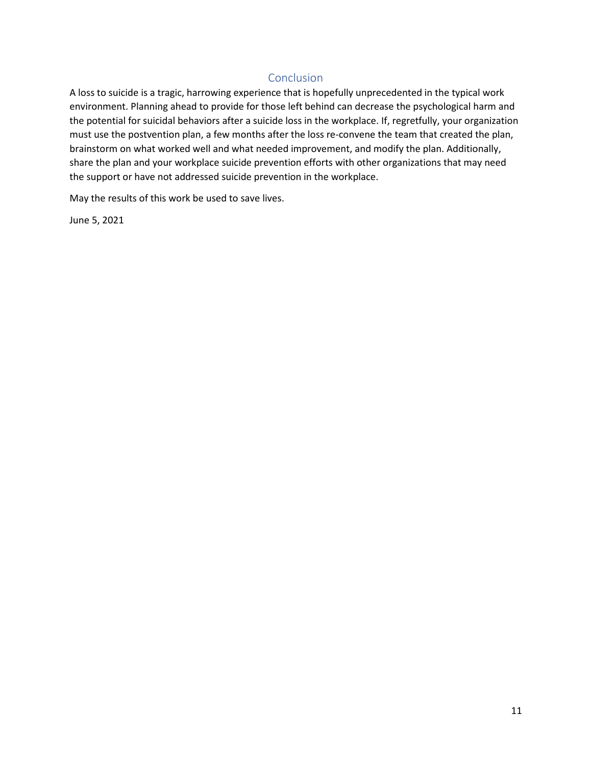## Conclusion

A loss to suicide is a tragic, harrowing experience that is hopefully unprecedented in the typical work environment. Planning ahead to provide for those left behind can decrease the psychological harm and the potential for suicidal behaviors after a suicide loss in the workplace. If, regretfully, your organization must use the postvention plan, a few months after the loss re-convene the team that created the plan, brainstorm on what worked well and what needed improvement, and modify the plan. Additionally, share the plan and your workplace suicide prevention efforts with other organizations that may need the support or have not addressed suicide prevention in the workplace.

May the results of this work be used to save lives.

June 5, 2021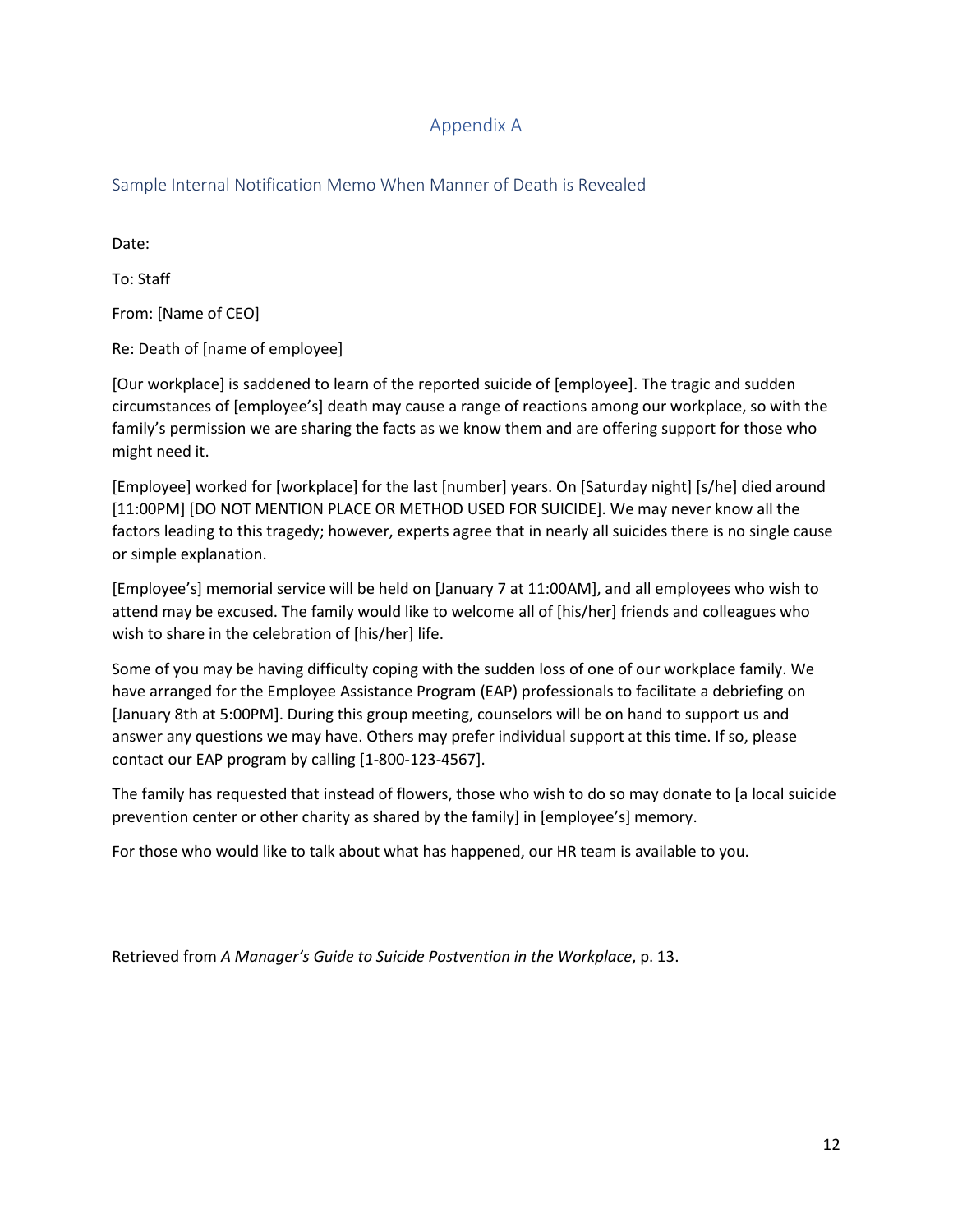# Appendix A

## Sample Internal Notification Memo When Manner of Death is Revealed

Date:

To: Staff

From: [Name of CEO]

Re: Death of [name of employee]

[Our workplace] is saddened to learn of the reported suicide of [employee]. The tragic and sudden circumstances of [employee's] death may cause a range of reactions among our workplace, so with the family's permission we are sharing the facts as we know them and are offering support for those who might need it.

[Employee] worked for [workplace] for the last [number] years. On [Saturday night] [s/he] died around [11:00PM] [DO NOT MENTION PLACE OR METHOD USED FOR SUICIDE]. We may never know all the factors leading to this tragedy; however, experts agree that in nearly all suicides there is no single cause or simple explanation.

[Employee's] memorial service will be held on [January 7 at 11:00AM], and all employees who wish to attend may be excused. The family would like to welcome all of [his/her] friends and colleagues who wish to share in the celebration of [his/her] life.

Some of you may be having difficulty coping with the sudden loss of one of our workplace family. We have arranged for the Employee Assistance Program (EAP) professionals to facilitate a debriefing on [January 8th at 5:00PM]. During this group meeting, counselors will be on hand to support us and answer any questions we may have. Others may prefer individual support at this time. If so, please contact our EAP program by calling [1-800-123-4567].

The family has requested that instead of flowers, those who wish to do so may donate to [a local suicide prevention center or other charity as shared by the family] in [employee's] memory.

For those who would like to talk about what has happened, our HR team is available to you.

Retrieved from *A Manager's Guide to Suicide Postvention in the Workplace*, p. 13.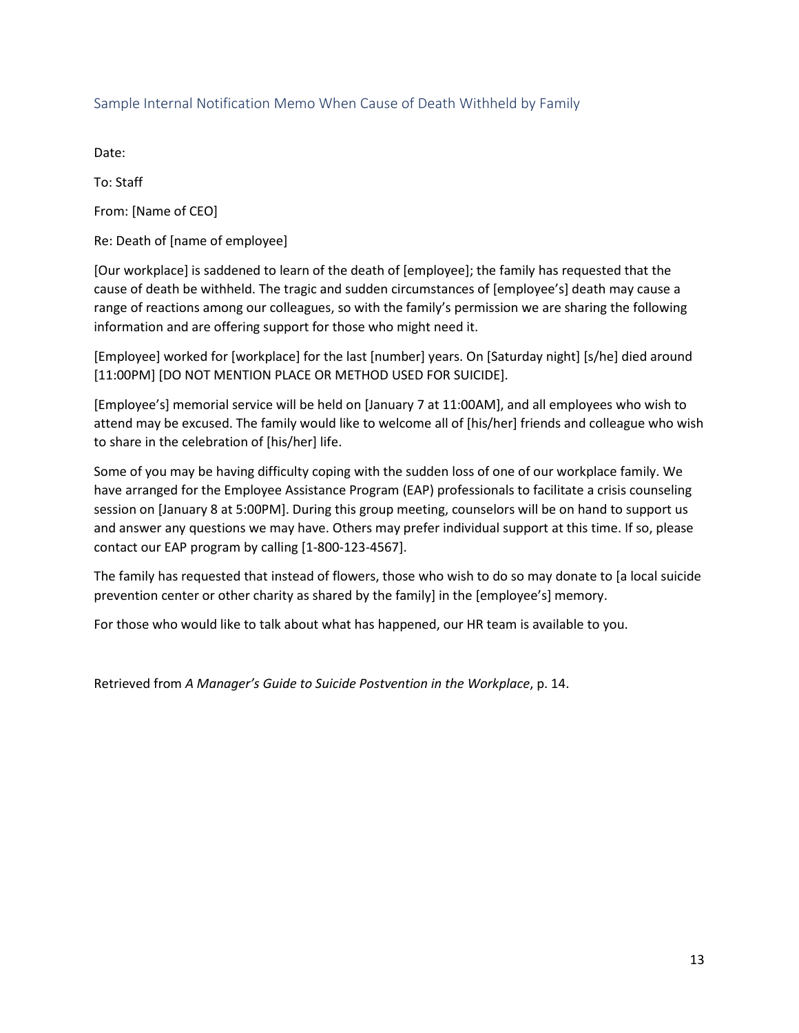## Sample Internal Notification Memo When Cause of Death Withheld by Family

Date:

To: Staff

From: [Name of CEO]

Re: Death of [name of employee]

[Our workplace] is saddened to learn of the death of [employee]; the family has requested that the cause of death be withheld. The tragic and sudden circumstances of [employee's] death may cause a range of reactions among our colleagues, so with the family's permission we are sharing the following information and are offering support for those who might need it.

[Employee] worked for [workplace] for the last [number] years. On [Saturday night] [s/he] died around [11:00PM] [DO NOT MENTION PLACE OR METHOD USED FOR SUICIDE].

[Employee's] memorial service will be held on [January 7 at 11:00AM], and all employees who wish to attend may be excused. The family would like to welcome all of [his/her] friends and colleague who wish to share in the celebration of [his/her] life.

Some of you may be having difficulty coping with the sudden loss of one of our workplace family. We have arranged for the Employee Assistance Program (EAP) professionals to facilitate a crisis counseling session on [January 8 at 5:00PM]. During this group meeting, counselors will be on hand to support us and answer any questions we may have. Others may prefer individual support at this time. If so, please contact our EAP program by calling [1-800-123-4567].

The family has requested that instead of flowers, those who wish to do so may donate to [a local suicide prevention center or other charity as shared by the family] in the [employee's] memory.

For those who would like to talk about what has happened, our HR team is available to you.

Retrieved from *A Manager's Guide to Suicide Postvention in the Workplace*, p. 14.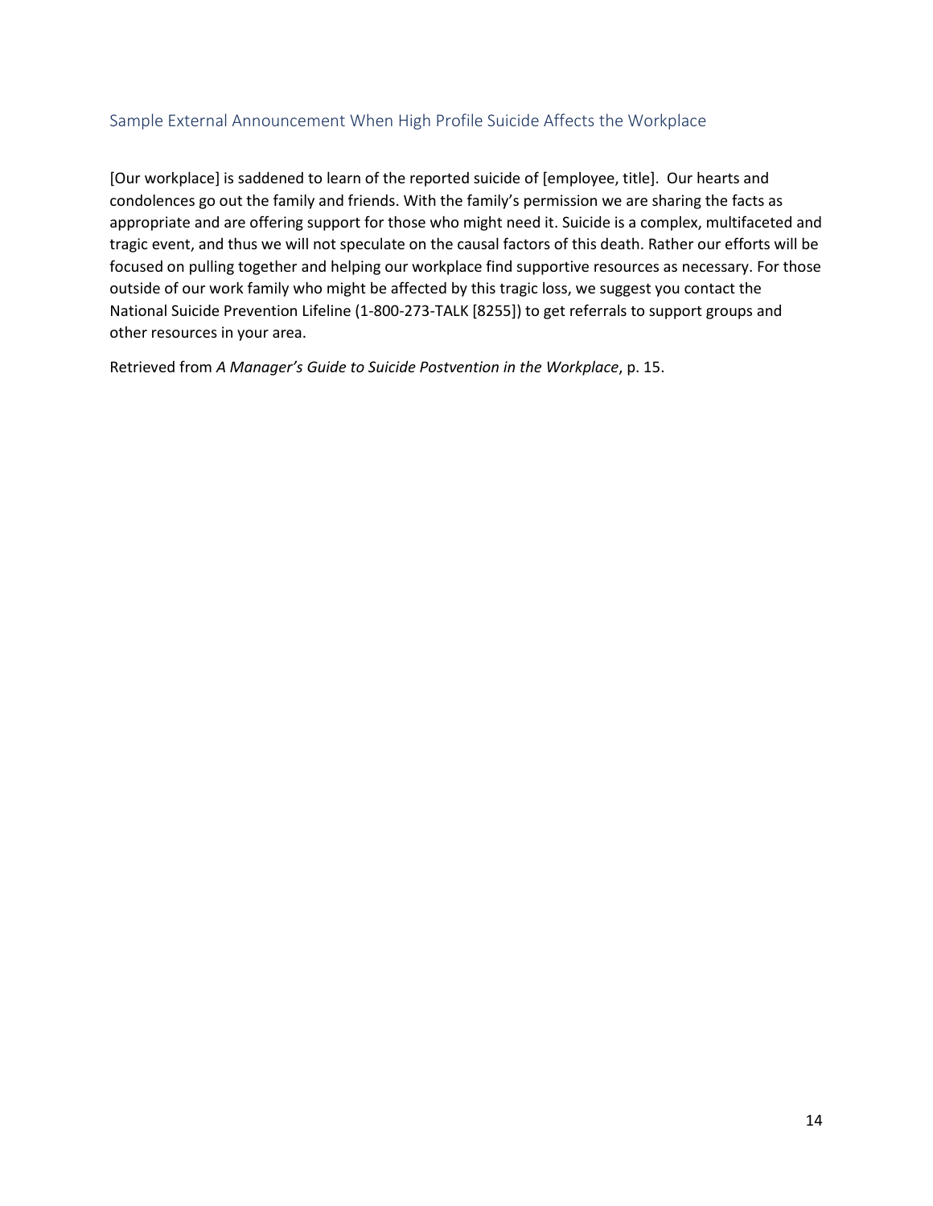## Sample External Announcement When High Profile Suicide Affects the Workplace

[Our workplace] is saddened to learn of the reported suicide of [employee, title]. Our hearts and condolences go out the family and friends. With the family's permission we are sharing the facts as appropriate and are offering support for those who might need it. Suicide is a complex, multifaceted and tragic event, and thus we will not speculate on the causal factors of this death. Rather our efforts will be focused on pulling together and helping our workplace find supportive resources as necessary. For those outside of our work family who might be affected by this tragic loss, we suggest you contact the National Suicide Prevention Lifeline (1-800-273-TALK [8255]) to get referrals to support groups and other resources in your area.

Retrieved from *A Manager's Guide to Suicide Postvention in the Workplace*, p. 15.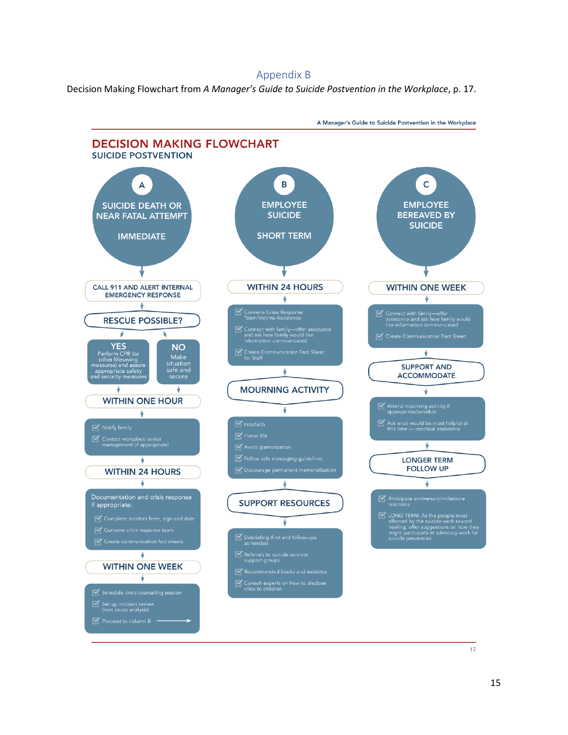## Appendix B

Decision Making Flowchart from *A Manager's Guide to Suicide Postvention in the Workplace*, p. 17.

# DECISION MAKING FLOWCHART

## SUICIDE POSTVENTION

### A — SUICIDE DEATH OR NEAR FATAL ATTEMPT — IMMEDIATE

**CALL 911 AND ALERT INTERNAL EMERGENCY RESPONSE**

**RESCUE POSSIBLE?**

- **YES** — Perform CPR (or other lifesaving measures) and assure appropriate safety and security measures
- **NO** — Make situation safe and secure

**WITHIN ONE HOUR**

- Notify family
- Contact workplace senior management (if appropriate)

**WITHIN 24 HOURS**

Documentation and crisis response if appropriate:

- Complete incident form, sign and date
- Convene crisis response team
- Create communication fact sheets

**WITHIN ONE WEEK**

- Schedule crisis counseling session
- Set up incident review (root cause analysis)
- Proceed to column B →

### B — EMPLOYEE SUICIDE — SHORT TERM

**WITHIN 24 HOURS**

- Convene Crisis Response Team/Victims Assistance
- Connect with family—offer assistance and ask how family would like information communicated
- Create Communication Fact Sheet for Staff

**MOURNING ACTIVITY**

- Interfaith
- Honor life
- Avoid glamorization
- Follow safe messaging guidelines
- Discourage permanent memorialization

**SUPPORT RESOURCES**

- Debriefing (first and follow-ups as needed
- Referrals to suicide survivor support groups
- Recommended books and websites
- Consult experts on how to disclose crisis to children

### C — EMPLOYEE BEREAVED BY SUICIDE

**WITHIN ONE WEEK**

- Connect with family—offer assistance and ask how family would like information communicated
- Create Communication Fact Sheet

**SUPPORT AND ACCOMMODATE**

- Attend mourning activity if appropriate/possible
- Ask what would be most helpful at this time — practical assistance

**LONGER TERM FOLLOW UP**

- Anticipate anniversary/milestone reactions
- LONG TERM: As the people most affected by the suicide work toward healing, offer suggestions on how they might participate in advocacy work for suicide prevention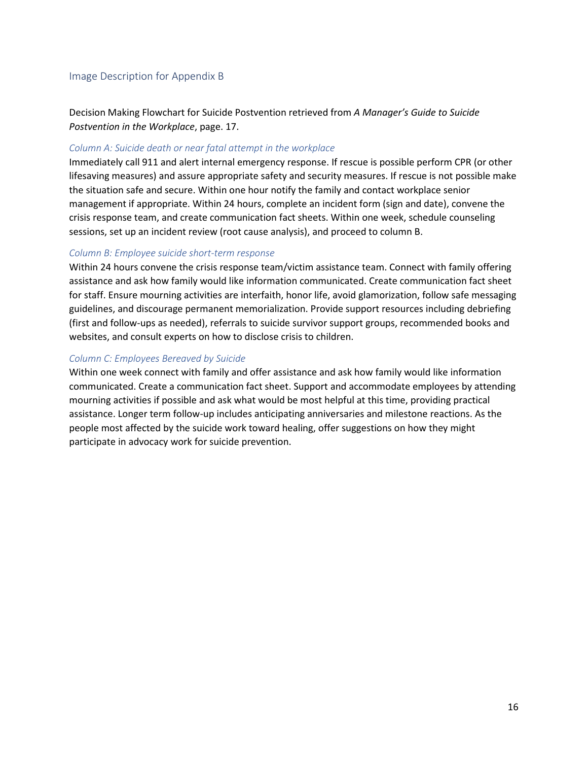## Image Description for Appendix B

Decision Making Flowchart for Suicide Postvention retrieved from *A Manager's Guide to Suicide Postvention in the Workplace*, page. 17.

### *Column A: Suicide death or near fatal attempt in the workplace*

Immediately call 911 and alert internal emergency response. If rescue is possible perform CPR (or other lifesaving measures) and assure appropriate safety and security measures. If rescue is not possible make the situation safe and secure. Within one hour notify the family and contact workplace senior management if appropriate. Within 24 hours, complete an incident form (sign and date), convene the crisis response team, and create communication fact sheets. Within one week, schedule counseling sessions, set up an incident review (root cause analysis), and proceed to column B.

### *Column B: Employee suicide short-term response*

Within 24 hours convene the crisis response team/victim assistance team. Connect with family offering assistance and ask how family would like information communicated. Create communication fact sheet for staff. Ensure mourning activities are interfaith, honor life, avoid glamorization, follow safe messaging guidelines, and discourage permanent memorialization. Provide support resources including debriefing (first and follow-ups as needed), referrals to suicide survivor support groups, recommended books and websites, and consult experts on how to disclose crisis to children.

### *Column C: Employees Bereaved by Suicide*

Within one week connect with family and offer assistance and ask how family would like information communicated. Create a communication fact sheet. Support and accommodate employees by attending mourning activities if possible and ask what would be most helpful at this time, providing practical assistance. Longer term follow-up includes anticipating anniversaries and milestone reactions. As the people most affected by the suicide work toward healing, offer suggestions on how they might participate in advocacy work for suicide prevention.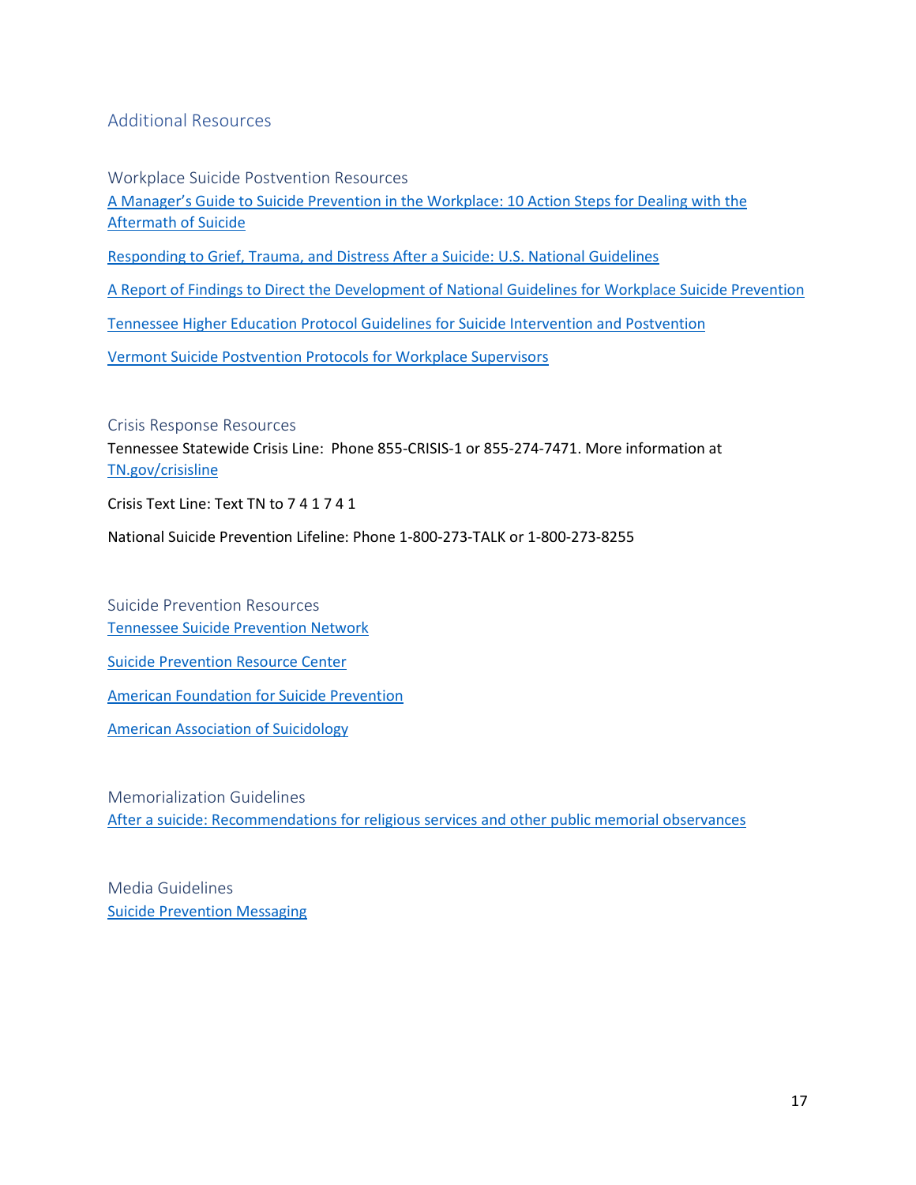## Additional Resources

### Workplace Suicide Postvention Resources

A Manager's Guide to Suicide Prevention in the Workplace: 10 Action Steps for Dealing with the Aftermath of Suicide

Responding to Grief, Trauma, and Distress After a Suicide: U.S. National Guidelines

A Report of Findings to Direct the Development of National Guidelines for Workplace Suicide Prevention

Tennessee Higher Education Protocol Guidelines for Suicide Intervention and Postvention

Vermont Suicide Postvention Protocols for Workplace Supervisors

### Crisis Response Resources

Tennessee Statewide Crisis Line: Phone 855-CRISIS-1 or 855-274-7471. More information at TN.gov/crisisline

Crisis Text Line: Text TN to 7 4 1 7 4 1

National Suicide Prevention Lifeline: Phone 1-800-273-TALK or 1-800-273-8255

### Suicide Prevention Resources

Tennessee Suicide Prevention Network

Suicide Prevention Resource Center

American Foundation for Suicide Prevention

American Association of Suicidology

### Memorialization Guidelines

After a suicide: Recommendations for religious services and other public memorial observances

### Media Guidelines

Suicide Prevention Messaging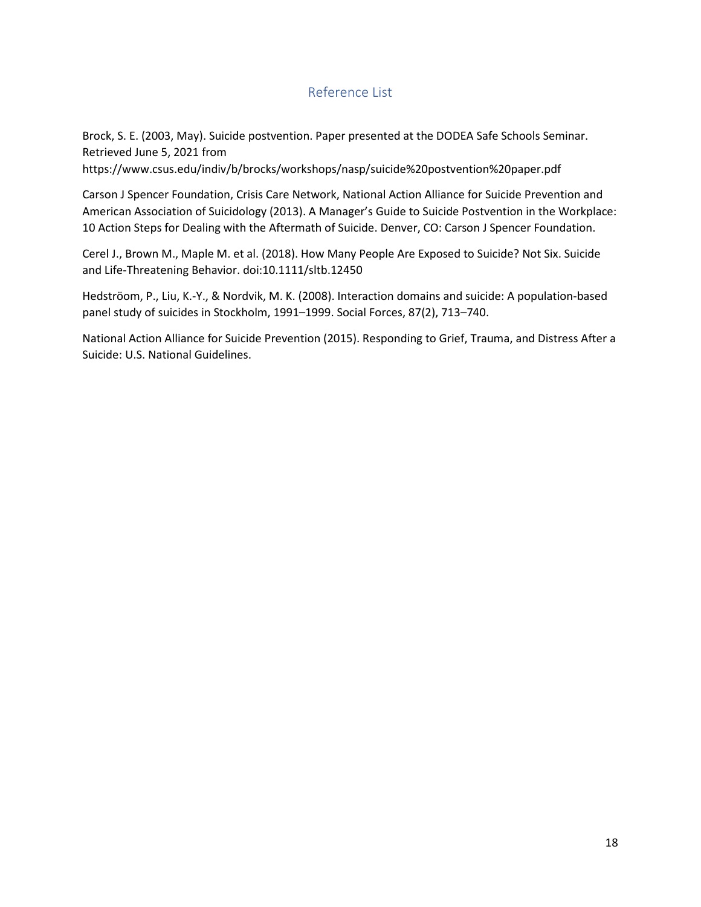## Reference List

Brock, S. E. (2003, May). Suicide postvention. Paper presented at the DODEA Safe Schools Seminar. Retrieved June 5, 2021 from https://www.csus.edu/indiv/b/brocks/workshops/nasp/suicide%20postvention%20paper.pdf

Carson J Spencer Foundation, Crisis Care Network, National Action Alliance for Suicide Prevention and American Association of Suicidology (2013). A Manager's Guide to Suicide Postvention in the Workplace: 10 Action Steps for Dealing with the Aftermath of Suicide. Denver, CO: Carson J Spencer Foundation.

Cerel J., Brown M., Maple M. et al. (2018). How Many People Are Exposed to Suicide? Not Six. Suicide and Life-Threatening Behavior. doi:10.1111/sltb.12450

Hedströom, P., Liu, K.-Y., & Nordvik, M. K. (2008). Interaction domains and suicide: A population-based panel study of suicides in Stockholm, 1991–1999. Social Forces, 87(2), 713–740.

National Action Alliance for Suicide Prevention (2015). Responding to Grief, Trauma, and Distress After a Suicide: U.S. National Guidelines.